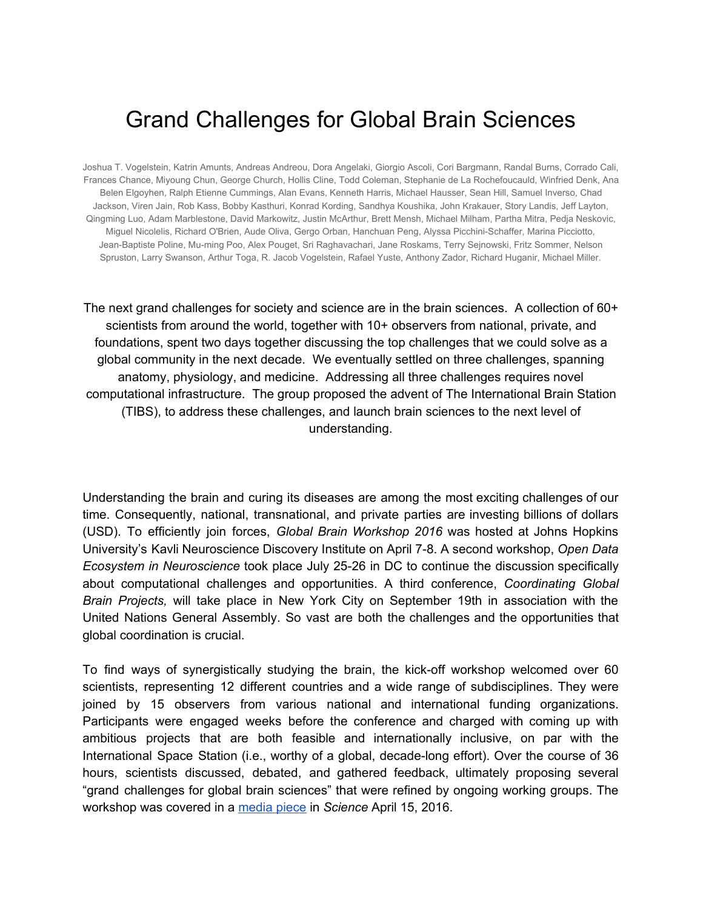# Grand Challenges for Global Brain Sciences

Joshua T. Vogelstein, Katrin Amunts, Andreas Andreou, Dora Angelaki, Giorgio Ascoli, Cori Bargmann, Randal Burns, Corrado Cali, Frances Chance, Miyoung Chun, George Church, Hollis Cline, Todd Coleman, Stephanie de La Rochefoucauld, Winfried Denk, Ana Belen Elgoyhen, Ralph Etienne Cummings, Alan Evans, Kenneth Harris, Michael Hausser, Sean Hill, Samuel Inverso, Chad Jackson, Viren Jain, Rob Kass, Bobby Kasthuri, Konrad Kording, Sandhya Koushika, John Krakauer, Story Landis, Jeff Layton, Qingming Luo, Adam Marblestone, David Markowitz, Justin McArthur, Brett Mensh, Michael Milham, Partha Mitra, Pedja Neskovic, Miguel Nicolelis, Richard O'Brien, Aude Oliva, Gergo Orban, Hanchuan Peng, Alyssa Picchini-Schaffer, Marina Picciotto, Jean-Baptiste Poline, Mu-ming Poo, Alex Pouget, Sri Raghavachari, Jane Roskams, Terry Sejnowski, Fritz Sommer, Nelson Spruston, Larry Swanson, Arthur Toga, R. Jacob Vogelstein, Rafael Yuste, Anthony Zador, Richard Huganir, Michael Miller.

The next grand challenges for society and science are in the brain sciences. A collection of 60+ scientists from around the world, together with 10+ observers from national, private, and foundations, spent two days together discussing the top challenges that we could solve as a global community in the next decade. We eventually settled on three challenges, spanning anatomy, physiology, and medicine. Addressing all three challenges requires novel computational infrastructure. The group proposed the advent of The International Brain Station (TIBS), to address these challenges, and launch brain sciences to the next level of understanding.

Understanding the brain and curing its diseases are among the most exciting challenges of our time. Consequently, national, transnational, and private parties are investing billions of dollars (USD). To efficiently join forces, *Global Brain Workshop 2016* was hosted at Johns Hopkins University's Kavli Neuroscience Discovery Institute on April 7-8. A second workshop, *Open Data Ecosystem in Neuroscience* took place July 25-26 in DC to continue the discussion specifically about computational challenges and opportunities. A third conference, *Coordinating Global Brain Projects,* will take place in New York City on September 19th in association with the United Nations General Assembly. So vast are both the challenges and the opportunities that global coordination is crucial.

To find ways of synergistically studying the brain, the kick-off workshop welcomed over 60 scientists, representing 12 different countries and a wide range of subdisciplines. They were joined by 15 observers from various national and international funding organizations. Participants were engaged weeks before the conference and charged with coming up with ambitious projects that are both feasible and internationally inclusive, on par with the International Space Station (i.e., worthy of a global, decade-long effort). Over the course of 36 hours, scientists discussed, debated, and gathered feedback, ultimately proposing several "grand challenges for global brain sciences" that were refined by ongoing working groups. The workshop was covered in a media piece in *Science* April 15, 2016.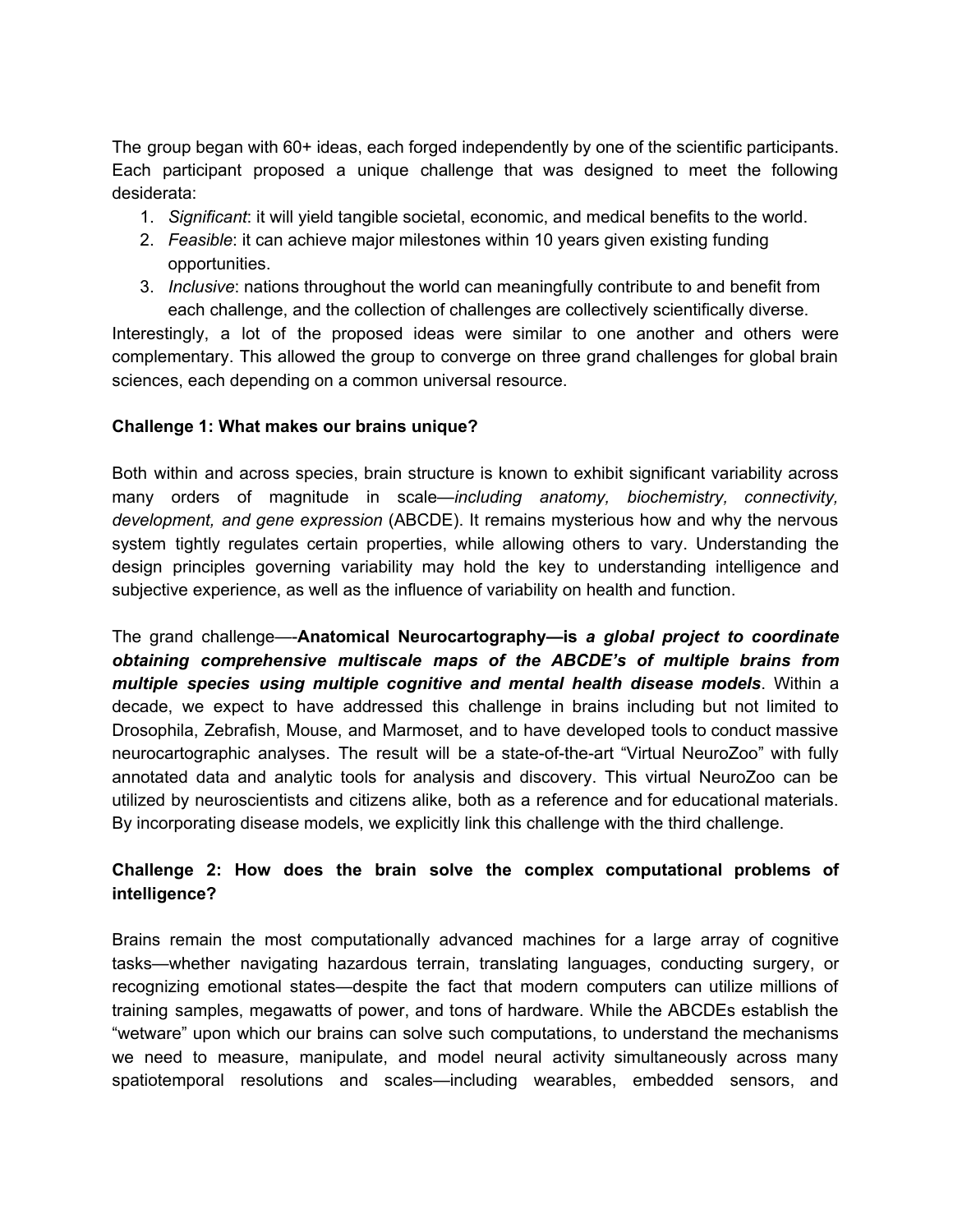The group began with 60+ ideas, each forged independently by one of the scientific participants. Each participant proposed a unique challenge that was designed to meet the following desiderata:

1. *Significant*: it will yield tangible societal, economic, and medical benefits to the world.
2. *Feasible*: it can achieve major milestones within 10 years given existing funding opportunities.
3. *Inclusive*: nations throughout the world can meaningfully contribute to and benefit from each challenge, and the collection of challenges are collectively scientifically diverse.

Interestingly, a lot of the proposed ideas were similar to one another and others were complementary. This allowed the group to converge on three grand challenges for global brain sciences, each depending on a common universal resource.

**Challenge 1: What makes our brains unique?**

Both within and across species, brain structure is known to exhibit significant variability across many orders of magnitude in scale—*including anatomy, biochemistry, connectivity, development, and gene expression* (ABCDE). It remains mysterious how and why the nervous system tightly regulates certain properties, while allowing others to vary. Understanding the design principles governing variability may hold the key to understanding intelligence and subjective experience, as well as the influence of variability on health and function.

The grand challenge—-**Anatomical Neurocartography—is** ***a global project to coordinate obtaining comprehensive multiscale maps of the ABCDE's of multiple brains from multiple species using multiple cognitive and mental health disease models***. Within a decade, we expect to have addressed this challenge in brains including but not limited to Drosophila, Zebrafish, Mouse, and Marmoset, and to have developed tools to conduct massive neurocartographic analyses. The result will be a state-of-the-art "Virtual NeuroZoo" with fully annotated data and analytic tools for analysis and discovery. This virtual NeuroZoo can be utilized by neuroscientists and citizens alike, both as a reference and for educational materials. By incorporating disease models, we explicitly link this challenge with the third challenge.

**Challenge 2: How does the brain solve the complex computational problems of intelligence?**

Brains remain the most computationally advanced machines for a large array of cognitive tasks—whether navigating hazardous terrain, translating languages, conducting surgery, or recognizing emotional states—despite the fact that modern computers can utilize millions of training samples, megawatts of power, and tons of hardware. While the ABCDEs establish the "wetware" upon which our brains can solve such computations, to understand the mechanisms we need to measure, manipulate, and model neural activity simultaneously across many spatiotemporal resolutions and scales—including wearables, embedded sensors, and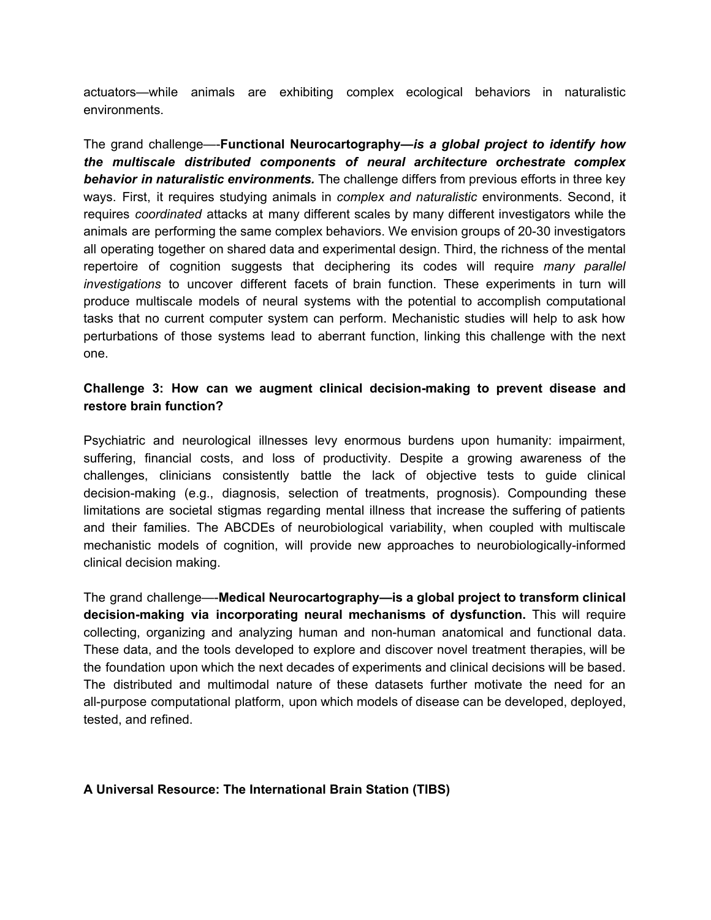actuators—while animals are exhibiting complex ecological behaviors in naturalistic environments.

The grand challenge—-**Functional Neurocartography—*is a global project to identify how the multiscale distributed components of neural architecture orchestrate complex behavior in naturalistic environments.*** The challenge differs from previous efforts in three key ways. First, it requires studying animals in *complex and naturalistic* environments. Second, it requires *coordinated* attacks at many different scales by many different investigators while the animals are performing the same complex behaviors. We envision groups of 20-30 investigators all operating together on shared data and experimental design. Third, the richness of the mental repertoire of cognition suggests that deciphering its codes will require *many parallel investigations* to uncover different facets of brain function. These experiments in turn will produce multiscale models of neural systems with the potential to accomplish computational tasks that no current computer system can perform. Mechanistic studies will help to ask how perturbations of those systems lead to aberrant function, linking this challenge with the next one.

### Challenge 3: How can we augment clinical decision-making to prevent disease and restore brain function?

Psychiatric and neurological illnesses levy enormous burdens upon humanity: impairment, suffering, financial costs, and loss of productivity. Despite a growing awareness of the challenges, clinicians consistently battle the lack of objective tests to guide clinical decision-making (e.g., diagnosis, selection of treatments, prognosis). Compounding these limitations are societal stigmas regarding mental illness that increase the suffering of patients and their families. The ABCDEs of neurobiological variability, when coupled with multiscale mechanistic models of cognition, will provide new approaches to neurobiologically-informed clinical decision making.

The grand challenge—-**Medical Neurocartography—is a global project to transform clinical decision-making via incorporating neural mechanisms of dysfunction.** This will require collecting, organizing and analyzing human and non-human anatomical and functional data. These data, and the tools developed to explore and discover novel treatment therapies, will be the foundation upon which the next decades of experiments and clinical decisions will be based. The distributed and multimodal nature of these datasets further motivate the need for an all-purpose computational platform, upon which models of disease can be developed, deployed, tested, and refined.

## A Universal Resource: The International Brain Station (TIBS)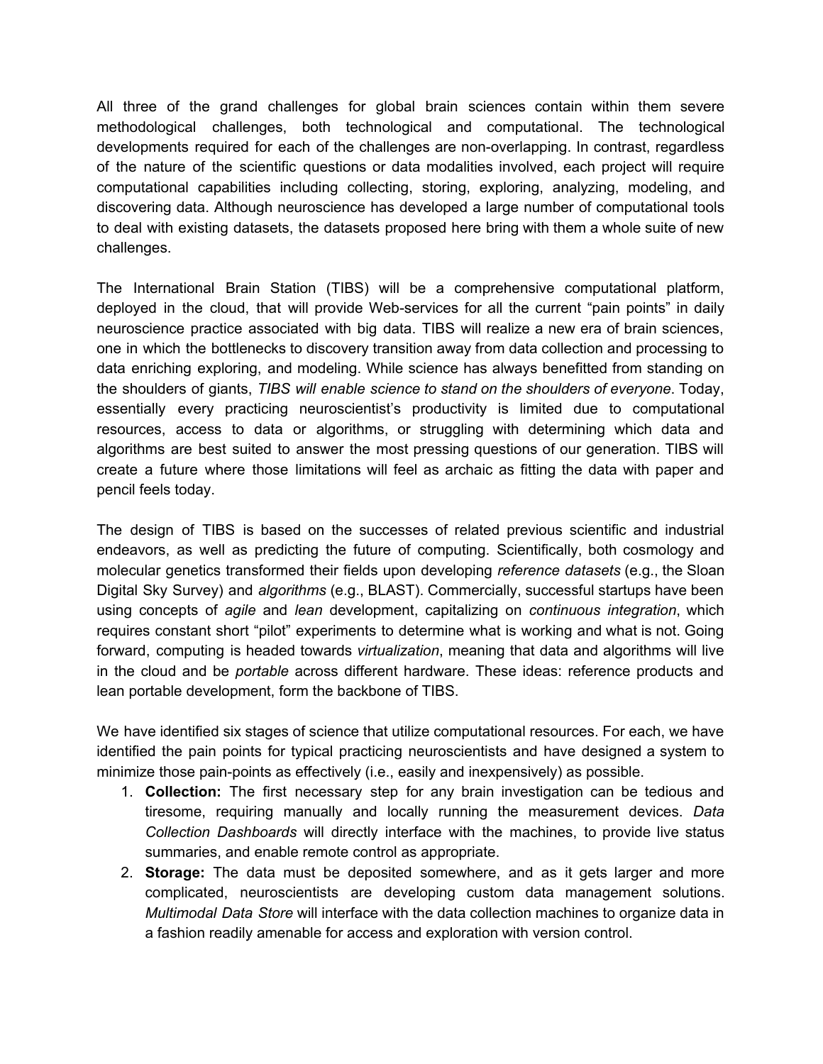All three of the grand challenges for global brain sciences contain within them severe methodological challenges, both technological and computational. The technological developments required for each of the challenges are non-overlapping. In contrast, regardless of the nature of the scientific questions or data modalities involved, each project will require computational capabilities including collecting, storing, exploring, analyzing, modeling, and discovering data. Although neuroscience has developed a large number of computational tools to deal with existing datasets, the datasets proposed here bring with them a whole suite of new challenges.

The International Brain Station (TIBS) will be a comprehensive computational platform, deployed in the cloud, that will provide Web-services for all the current "pain points" in daily neuroscience practice associated with big data. TIBS will realize a new era of brain sciences, one in which the bottlenecks to discovery transition away from data collection and processing to data enriching exploring, and modeling. While science has always benefitted from standing on the shoulders of giants, *TIBS will enable science to stand on the shoulders of everyone*. Today, essentially every practicing neuroscientist's productivity is limited due to computational resources, access to data or algorithms, or struggling with determining which data and algorithms are best suited to answer the most pressing questions of our generation. TIBS will create a future where those limitations will feel as archaic as fitting the data with paper and pencil feels today.

The design of TIBS is based on the successes of related previous scientific and industrial endeavors, as well as predicting the future of computing. Scientifically, both cosmology and molecular genetics transformed their fields upon developing *reference datasets* (e.g., the Sloan Digital Sky Survey) and *algorithms* (e.g., BLAST). Commercially, successful startups have been using concepts of *agile* and *lean* development, capitalizing on *continuous integration*, which requires constant short "pilot" experiments to determine what is working and what is not. Going forward, computing is headed towards *virtualization*, meaning that data and algorithms will live in the cloud and be *portable* across different hardware. These ideas: reference products and lean portable development, form the backbone of TIBS.

We have identified six stages of science that utilize computational resources. For each, we have identified the pain points for typical practicing neuroscientists and have designed a system to minimize those pain-points as effectively (i.e., easily and inexpensively) as possible.

1. **Collection:** The first necessary step for any brain investigation can be tedious and tiresome, requiring manually and locally running the measurement devices. *Data Collection Dashboards* will directly interface with the machines, to provide live status summaries, and enable remote control as appropriate.
2. **Storage:** The data must be deposited somewhere, and as it gets larger and more complicated, neuroscientists are developing custom data management solutions. *Multimodal Data Store* will interface with the data collection machines to organize data in a fashion readily amenable for access and exploration with version control.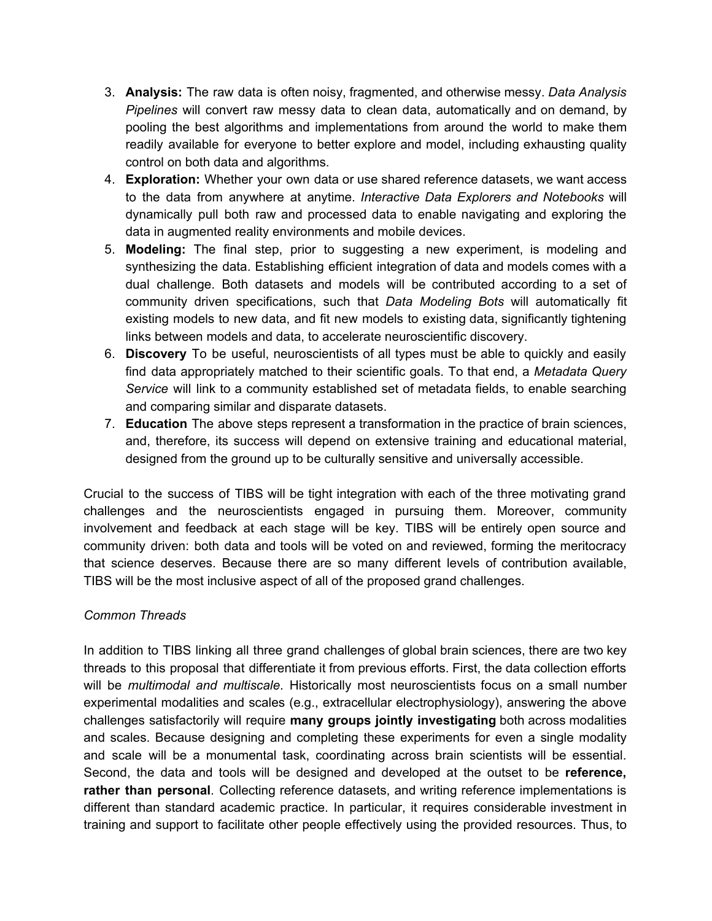3. **Analysis:** The raw data is often noisy, fragmented, and otherwise messy. *Data Analysis Pipelines* will convert raw messy data to clean data, automatically and on demand, by pooling the best algorithms and implementations from around the world to make them readily available for everyone to better explore and model, including exhausting quality control on both data and algorithms.
4. **Exploration:** Whether your own data or use shared reference datasets, we want access to the data from anywhere at anytime. *Interactive Data Explorers and Notebooks* will dynamically pull both raw and processed data to enable navigating and exploring the data in augmented reality environments and mobile devices.
5. **Modeling:** The final step, prior to suggesting a new experiment, is modeling and synthesizing the data. Establishing efficient integration of data and models comes with a dual challenge. Both datasets and models will be contributed according to a set of community driven specifications, such that *Data Modeling Bots* will automatically fit existing models to new data, and fit new models to existing data, significantly tightening links between models and data, to accelerate neuroscientific discovery.
6. **Discovery** To be useful, neuroscientists of all types must be able to quickly and easily find data appropriately matched to their scientific goals. To that end, a *Metadata Query Service* will link to a community established set of metadata fields, to enable searching and comparing similar and disparate datasets.
7. **Education** The above steps represent a transformation in the practice of brain sciences, and, therefore, its success will depend on extensive training and educational material, designed from the ground up to be culturally sensitive and universally accessible.

Crucial to the success of TIBS will be tight integration with each of the three motivating grand challenges and the neuroscientists engaged in pursuing them. Moreover, community involvement and feedback at each stage will be key. TIBS will be entirely open source and community driven: both data and tools will be voted on and reviewed, forming the meritocracy that science deserves. Because there are so many different levels of contribution available, TIBS will be the most inclusive aspect of all of the proposed grand challenges.

*Common Threads*

In addition to TIBS linking all three grand challenges of global brain sciences, there are two key threads to this proposal that differentiate it from previous efforts. First, the data collection efforts will be *multimodal and multiscale*. Historically most neuroscientists focus on a small number experimental modalities and scales (e.g., extracellular electrophysiology), answering the above challenges satisfactorily will require **many groups jointly investigating** both across modalities and scales. Because designing and completing these experiments for even a single modality and scale will be a monumental task, coordinating across brain scientists will be essential. Second, the data and tools will be designed and developed at the outset to be **reference, rather than personal**. Collecting reference datasets, and writing reference implementations is different than standard academic practice. In particular, it requires considerable investment in training and support to facilitate other people effectively using the provided resources. Thus, to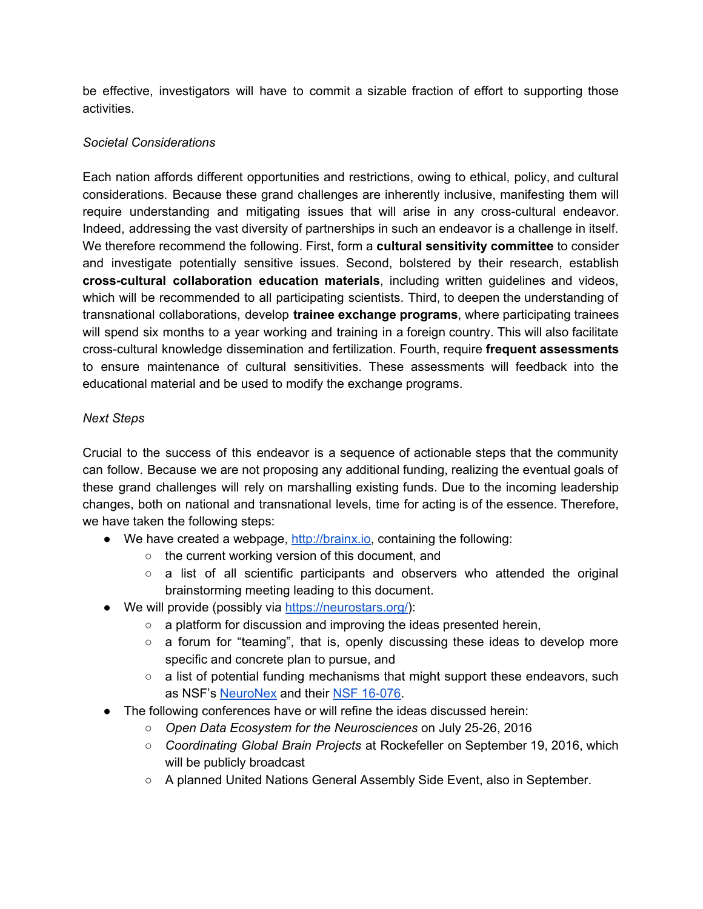be effective, investigators will have to commit a sizable fraction of effort to supporting those activities.

*Societal Considerations*

Each nation affords different opportunities and restrictions, owing to ethical, policy, and cultural considerations. Because these grand challenges are inherently inclusive, manifesting them will require understanding and mitigating issues that will arise in any cross-cultural endeavor. Indeed, addressing the vast diversity of partnerships in such an endeavor is a challenge in itself. We therefore recommend the following. First, form a **cultural sensitivity committee** to consider and investigate potentially sensitive issues. Second, bolstered by their research, establish **cross-cultural collaboration education materials**, including written guidelines and videos, which will be recommended to all participating scientists. Third, to deepen the understanding of transnational collaborations, develop **trainee exchange programs**, where participating trainees will spend six months to a year working and training in a foreign country. This will also facilitate cross-cultural knowledge dissemination and fertilization. Fourth, require **frequent assessments** to ensure maintenance of cultural sensitivities. These assessments will feedback into the educational material and be used to modify the exchange programs.

*Next Steps*

Crucial to the success of this endeavor is a sequence of actionable steps that the community can follow. Because we are not proposing any additional funding, realizing the eventual goals of these grand challenges will rely on marshalling existing funds. Due to the incoming leadership changes, both on national and transnational levels, time for acting is of the essence. Therefore, we have taken the following steps:

- We have created a webpage, [http://brainx.io](http://brainx.io), containing the following:
  - the current working version of this document, and
  - a list of all scientific participants and observers who attended the original brainstorming meeting leading to this document.
- We will provide (possibly via [https://neurostars.org/](https://neurostars.org/)):
  - a platform for discussion and improving the ideas presented herein,
  - a forum for "teaming", that is, openly discussing these ideas to develop more specific and concrete plan to pursue, and
  - a list of potential funding mechanisms that might support these endeavors, such as NSF's NeuroNex and their NSF 16-076.
- The following conferences have or will refine the ideas discussed herein:
  - *Open Data Ecosystem for the Neurosciences* on July 25-26, 2016
  - *Coordinating Global Brain Projects* at Rockefeller on September 19, 2016, which will be publicly broadcast
  - A planned United Nations General Assembly Side Event, also in September.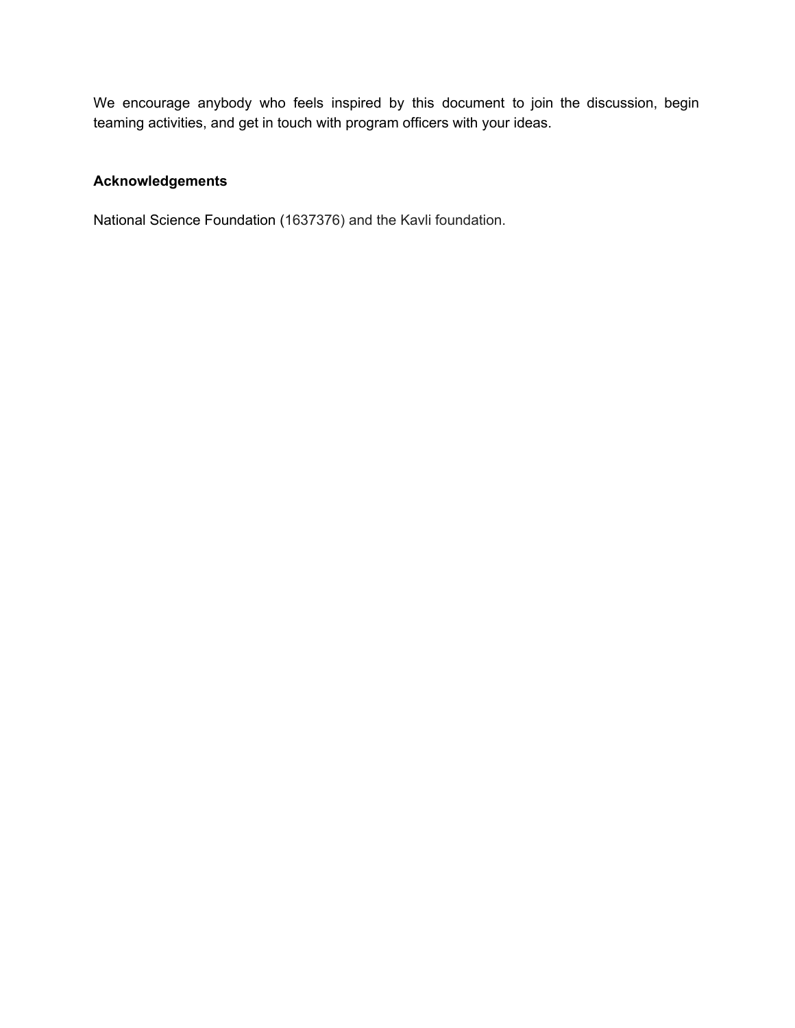We encourage anybody who feels inspired by this document to join the discussion, begin teaming activities, and get in touch with program officers with your ideas.

## Acknowledgements

National Science Foundation (1637376) and the Kavli foundation.